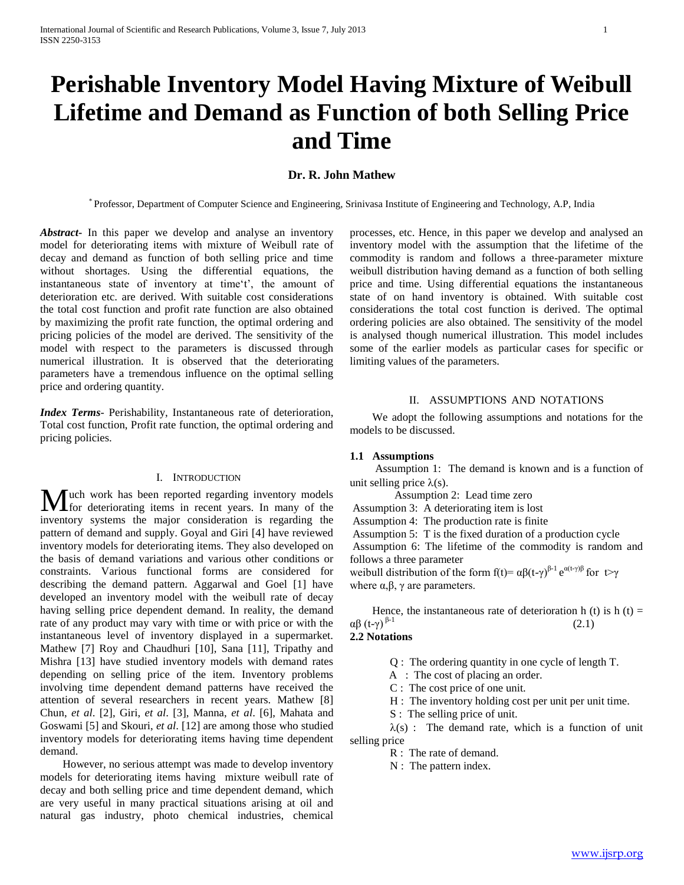# Perishable Inventory Model Having Mixture of Weibull Lifetime and Demand as Function of both Selling Price and Time

**Dr. R. John Mathew**

[*] Professor, Department of Computer Science and Engineering, Srinivasa Institute of Engineering and Technology, A.P, India

***Abstract-*** In this paper we develop and analyse an inventory model for deteriorating items with mixture of Weibull rate of decay and demand as function of both selling price and time without shortages. Using the differential equations, the instantaneous state of inventory at time't', the amount of deterioration etc. are derived. With suitable cost considerations the total cost function and profit rate function are also obtained by maximizing the profit rate function, the optimal ordering and pricing policies of the model are derived. The sensitivity of the model with respect to the parameters is discussed through numerical illustration. It is observed that the deteriorating parameters have a tremendous influence on the optimal selling price and ordering quantity.

***Index Terms*-** Perishability, Instantaneous rate of deterioration, Total cost function, Profit rate function, the optimal ordering and pricing policies.

## I. Introduction

Much work has been reported regarding inventory models for deteriorating items in recent years. In many of the inventory systems the major consideration is regarding the pattern of demand and supply. Goyal and Giri [4] have reviewed inventory models for deteriorating items. They also developed on the basis of demand variations and various other conditions or constraints. Various functional forms are considered for describing the demand pattern. Aggarwal and Goel [1] have developed an inventory model with the weibull rate of decay having selling price dependent demand. In reality, the demand rate of any product may vary with time or with price or with the instantaneous level of inventory displayed in a supermarket. Mathew [7] Roy and Chaudhuri [10], Sana [11], Tripathy and Mishra [13] have studied inventory models with demand rates depending on selling price of the item. Inventory problems involving time dependent demand patterns have received the attention of several researchers in recent years. Mathew [8] Chun, *et al*. [2], Giri, *et al*. [3], Manna, *et al*. [6], Mahata and Goswami [5] and Skouri, *et al*. [12] are among those who studied inventory models for deteriorating items having time dependent demand.

However, no serious attempt was made to develop inventory models for deteriorating items having mixture weibull rate of decay and both selling price and time dependent demand, which are very useful in many practical situations arising at oil and natural gas industry, photo chemical industries, chemical processes, etc. Hence, in this paper we develop and analysed an inventory model with the assumption that the lifetime of the commodity is random and follows a three-parameter mixture weibull distribution having demand as a function of both selling price and time. Using differential equations the instantaneous state of on hand inventory is obtained. With suitable cost considerations the total cost function is derived. The optimal ordering policies are also obtained. The sensitivity of the model is analysed though numerical illustration. This model includes some of the earlier models as particular cases for specific or limiting values of the parameters.

## II. Assumptions and Notations

We adopt the following assumptions and notations for the models to be discussed.

### 1.1 Assumptions

Assumption 1: The demand is known and is a function of unit selling price $\lambda(s)$.

Assumption 2: Lead time zero

Assumption 3: A deteriorating item is lost

Assumption 4: The production rate is finite

Assumption 5: T is the fixed duration of a production cycle

Assumption 6: The lifetime of the commodity is random and follows a three parameter weibull distribution of the form $f(t)= \alpha\beta(t-\gamma)^{\beta-1} e^{\alpha(t-\gamma)\beta}$ for $t>\gamma$ where $\alpha, \beta, \gamma$ are parameters.

Hence, the instantaneous rate of deterioration h (t) is

$$h(t) = \alpha\beta(t-\gamma)^{\beta-1} \quad (2.1)$$

### 2.2 Notations

Q : The ordering quantity in one cycle of length T.

A : The cost of placing an order.

C : The cost price of one unit.

H : The inventory holding cost per unit per unit time.

S : The selling price of unit.

$\lambda(s)$ : The demand rate, which is a function of unit selling price

R : The rate of demand.

N : The pattern index.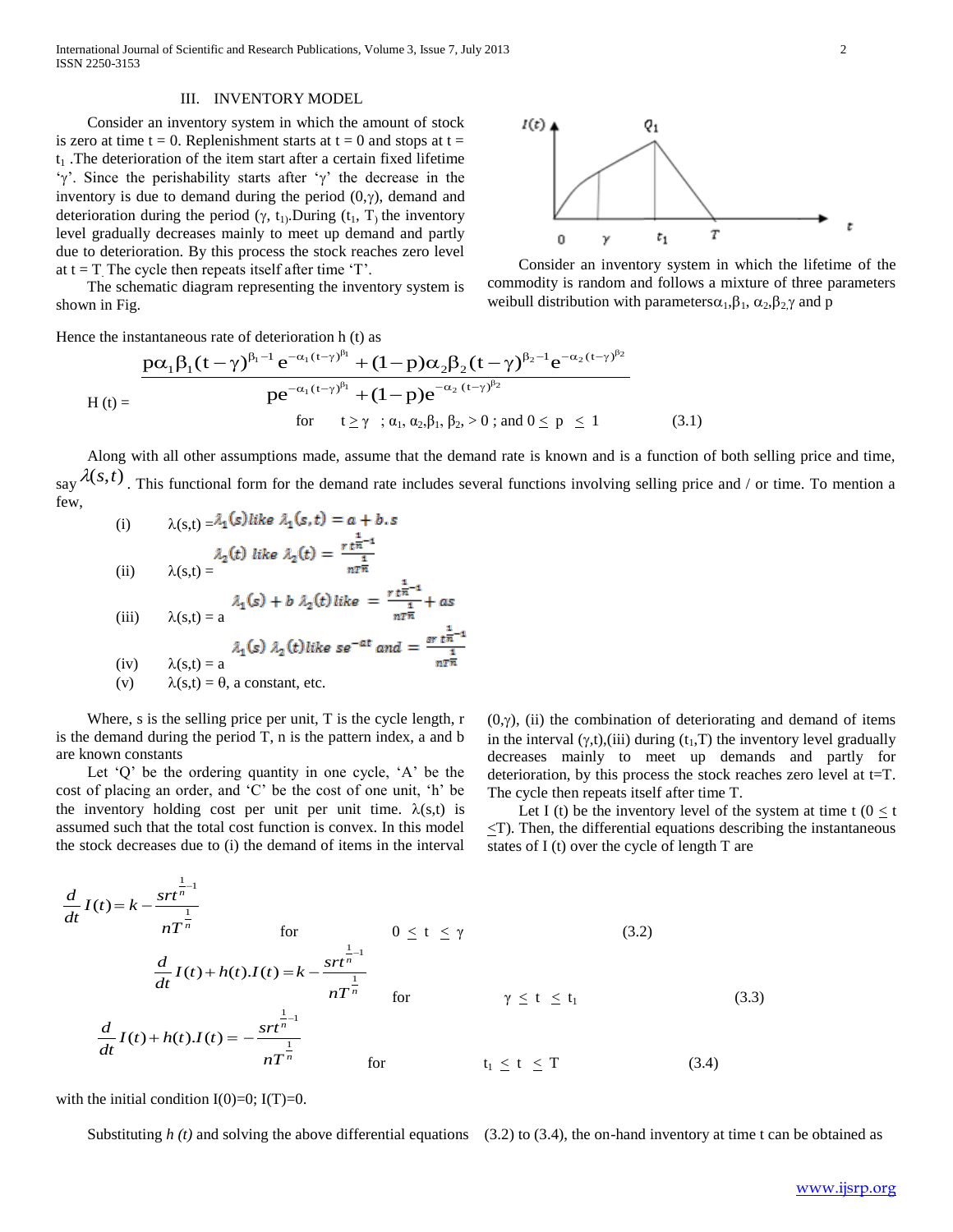## III. INVENTORY MODEL

Consider an inventory system in which the amount of stock is zero at time t = 0. Replenishment starts at t = 0 and stops at $t = t_1$. The deterioration of the item start after a certain fixed lifetime 'γ'. Since the perishability starts after 'γ' the decrease in the inventory is due to demand during the period (0,γ), demand and deterioration during the period $(\gamma, t_1)$. During $(t_1, T)$ the inventory level gradually decreases mainly to meet up demand and partly due to deterioration. By this process the stock reaches zero level at t = T. The cycle then repeats itself after time 'T'.

The schematic diagram representing the inventory system is shown in Fig.

Consider an inventory system in which the lifetime of the commodity is random and follows a mixture of three parameters weibull distribution with parameters $\alpha_1, \beta_1, \alpha_2, \beta_2, \gamma$ and p

Hence the instantaneous rate of deterioration h (t) as

$$H(t) = \frac{p\alpha_1\beta_1(t-\gamma)^{\beta_1-1}e^{-\alpha_1(t-\gamma)^{\beta_1}} + (1-p)\alpha_2\beta_2(t-\gamma)^{\beta_2-1}e^{-\alpha_2(t-\gamma)^{\beta_2}}}{pe^{-\alpha_1(t-\gamma)^{\beta_1}} + (1-p)e^{-\alpha_2(t-\gamma)^{\beta_2}}}$$

$$\text{for} \quad t \geq \gamma \quad ; \alpha_1, \alpha_2, \beta_1, \beta_2 > 0 \text{ ; and } 0 \leq p \leq 1 \tag{3.1}$$

Along with all other assumptions made, assume that the demand rate is known and is a function of both selling price and time, say $\lambda(s,t)$. This functional form for the demand rate includes several functions involving selling price and / or time. To mention a few,

(i) $\lambda(s,t) = \lambda_1(s)$ like $\lambda_1(s,t) = a + b.s$

(ii) $\lambda(s,t) = \lambda_2(t)$ like $\lambda_2(t) = \dfrac{r t^{\frac{1}{n}-1}}{nT^{\frac{1}{n}}}$

(iii) $\lambda(s,t) = a\, \lambda_1(s) + b\, \lambda_2(t)$ like $= \dfrac{r t^{\frac{1}{n}-1}}{nT^{\frac{1}{n}}} + as$

(iv) $\lambda(s,t) = a\, \lambda_1(s)\, \lambda_2(t)$ like $se^{-at}$ and $= \dfrac{sr\, t^{\frac{1}{n}-1}}{nT^{\frac{1}{n}}}$

(v) $\lambda(s,t) = \theta$, a constant, etc.

Where, s is the selling price per unit, T is the cycle length, r is the demand during the period T, n is the pattern index, a and b are known constants

Let 'Q' be the ordering quantity in one cycle, 'A' be the cost of placing an order, and 'C' be the cost of one unit, 'h' be the inventory holding cost per unit per unit time. $\lambda(s,t)$ is assumed such that the total cost function is convex. In this model the stock decreases due to (i) the demand of items in the interval (0,γ), (ii) the combination of deteriorating and demand of items in the interval (γ,t),(iii) during $(t_1,T)$ the inventory level gradually decreases mainly to meet up demands and partly for deterioration, by this process the stock reaches zero level at t=T. The cycle then repeats itself after time T.

Let I (t) be the inventory level of the system at time t $(0 \leq t \leq T)$. Then, the differential equations describing the instantaneous states of I (t) over the cycle of length T are

$$\frac{d}{dt}I(t) = k - \frac{srt^{\frac{1}{n}-1}}{nT^{\frac{1}{n}}} \quad \text{for} \quad 0 \leq t \leq \gamma \tag{3.2}$$

$$\frac{d}{dt}I(t) + h(t).I(t) = k - \frac{srt^{\frac{1}{n}-1}}{nT^{\frac{1}{n}}} \quad \text{for} \quad \gamma \leq t \leq t_1 \tag{3.3}$$

$$\frac{d}{dt}I(t) + h(t).I(t) = -\frac{srt^{\frac{1}{n}-1}}{nT^{\frac{1}{n}}} \quad \text{for} \quad t_1 \leq t \leq T \tag{3.4}$$

with the initial condition I(0)=0; I(T)=0.

Substituting *h (t)* and solving the above differential equations (3.2) to (3.4), the on-hand inventory at time t can be obtained as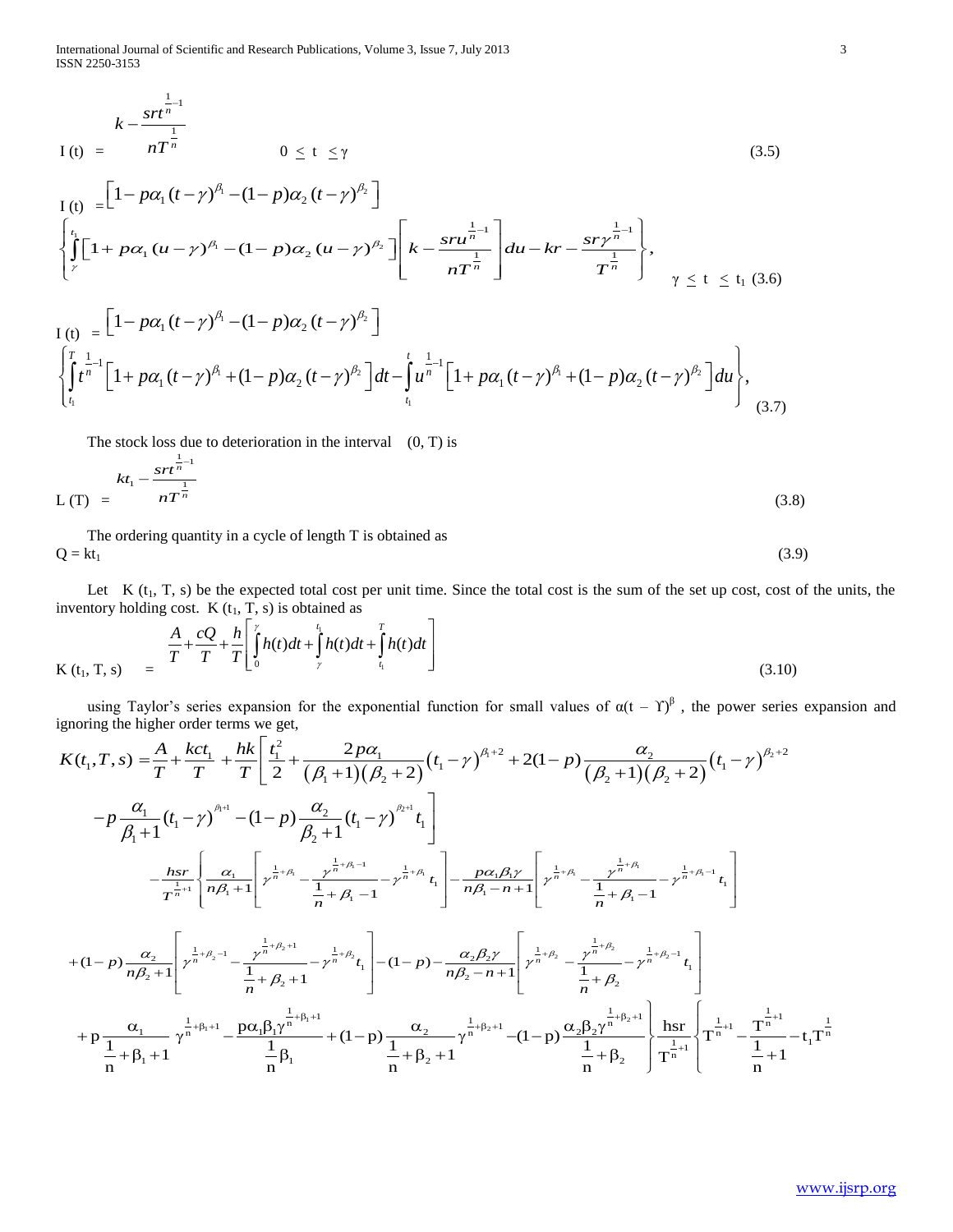$$I(t) = k - \frac{srt^{\frac{1}{n}-1}}{nT^{\frac{1}{n}}} \qquad 0 \le t \le \gamma \tag{3.5}$$

$$I(t) = \left[1 - p\alpha_1 (t-\gamma)^{\beta_1} - (1-p)\alpha_2 (t-\gamma)^{\beta_2}\right] \left\{ \int_{\gamma}^{t_1} \left[1 + p\alpha_1 (u-\gamma)^{\beta_1} - (1-p)\alpha_2 (u-\gamma)^{\beta_2}\right] \left[ k - \frac{sru^{\frac{1}{n}-1}}{nT^{\frac{1}{n}}} \right] du - kr - \frac{sr\gamma^{\frac{1}{n}-1}}{T^{\frac{1}{n}}} \right\}, \qquad \gamma \le t \le t_1 \tag{3.6}$$

$$I(t) = \left[1 - p\alpha_1 (t-\gamma)^{\beta_1} - (1-p)\alpha_2 (t-\gamma)^{\beta_2}\right] \left\{ \int_{t_1}^{T} t^{\frac{1}{n}-1} \left[1 + p\alpha_1 (t-\gamma)^{\beta_1} + (1-p)\alpha_2 (t-\gamma)^{\beta_2}\right] dt - \int_{t_1}^{t} u^{\frac{1}{n}-1} \left[1 + p\alpha_1 (t-\gamma)^{\beta_1} + (1-p)\alpha_2 (t-\gamma)^{\beta_2}\right] du \right\}, \tag{3.7}$$

The stock loss due to deterioration in the interval (0, T) is

$$L(T) = kt_1 - \frac{srt^{\frac{1}{n}-1}}{nT^{\frac{1}{n}}} \tag{3.8}$$

The ordering quantity in a cycle of length T is obtained as

$$Q = kt_1 \tag{3.9}$$

Let $K(t_1, T, s)$ be the expected total cost per unit time. Since the total cost is the sum of the set up cost, cost of the units, the inventory holding cost. $K(t_1, T, s)$ is obtained as

$$K(t_1, T, s) = \frac{A}{T} + \frac{cQ}{T} + \frac{h}{T}\left[ \int_0^{\gamma} h(t)dt + \int_{\gamma}^{t_1} h(t)dt + \int_{t_1}^{T} h(t)dt \right] \tag{3.10}$$

using Taylor's series expansion for the exponential function for small values of $\alpha(t - \Upsilon)^{\beta}$, the power series expansion and ignoring the higher order terms we get,

$$\begin{aligned}
K(t_1, T, s) = {} & \frac{A}{T} + \frac{kct_1}{T} + \frac{hk}{T}\left[ \frac{t_1^2}{2} + \frac{2p\alpha_1}{(\beta_1+1)(\beta_2+2)}(t_1-\gamma)^{\beta_1+2} + 2(1-p)\frac{\alpha_2}{(\beta_2+1)(\beta_2+2)}(t_1-\gamma)^{\beta_2+2} \right. \\
& \left. - p\frac{\alpha_1}{\beta_1+1}(t_1-\gamma)^{\beta_1+1} - (1-p)\frac{\alpha_2}{\beta_2+1}(t_1-\gamma)^{\beta_2+1} t_1 \right] \\
& - \frac{hsr}{T^{\frac{1}{n}+1}} \left\{ \frac{\alpha_1}{n\beta_1+1}\left[ \gamma^{\frac{1}{n}+\beta_1} - \frac{\gamma^{\frac{1}{n}+\beta_1-1}}{\frac{1}{n}+\beta_1-1} - \gamma^{\frac{1}{n}+\beta_1} t_1 \right] - \frac{p\alpha_1\beta_1\gamma}{n\beta_1-n+1}\left[ \gamma^{\frac{1}{n}+\beta_1} - \frac{\gamma^{\frac{1}{n}+\beta_1}}{\frac{1}{n}+\beta_1-1} - \gamma^{\frac{1}{n}+\beta_1-1} t_1 \right] \right. \\
& + (1-p)\frac{\alpha_2}{n\beta_2+1}\left[ \gamma^{\frac{1}{n}+\beta_2-1} - \frac{\gamma^{\frac{1}{n}+\beta_2+1}}{\frac{1}{n}+\beta_2+1} - \gamma^{\frac{1}{n}+\beta_2} t_1 \right] - (1-p) - \frac{\alpha_2\beta_2\gamma}{n\beta_2-n+1}\left[ \gamma^{\frac{1}{n}+\beta_2} - \frac{\gamma^{\frac{1}{n}+\beta_2}}{\frac{1}{n}+\beta_2} - \gamma^{\frac{1}{n}+\beta_2-1} t_1 \right] \\
& \left. + p\frac{\alpha_1}{\frac{1}{n}+\beta_1+1}\gamma^{\frac{1}{n}+\beta_1+1} - \frac{p\alpha_1\beta_1\gamma^{\frac{1}{n}+\beta_1+1}}{\frac{1}{n}\beta_1} + (1-p)\frac{\alpha_2}{\frac{1}{n}+\beta_2+1}\gamma^{\frac{1}{n}+\beta_2+1} - (1-p)\frac{\alpha_2\beta_2\gamma^{\frac{1}{n}+\beta_2+1}}{\frac{1}{n}+\beta_2} \right\} \frac{hsr}{T^{\frac{1}{n}+1}} \left\{ T^{\frac{1}{n}+1} - \frac{T^{\frac{1}{n}+1}}{\frac{1}{n}+1} - t_1 T^{\frac{1}{n}} \right.
\end{aligned}$$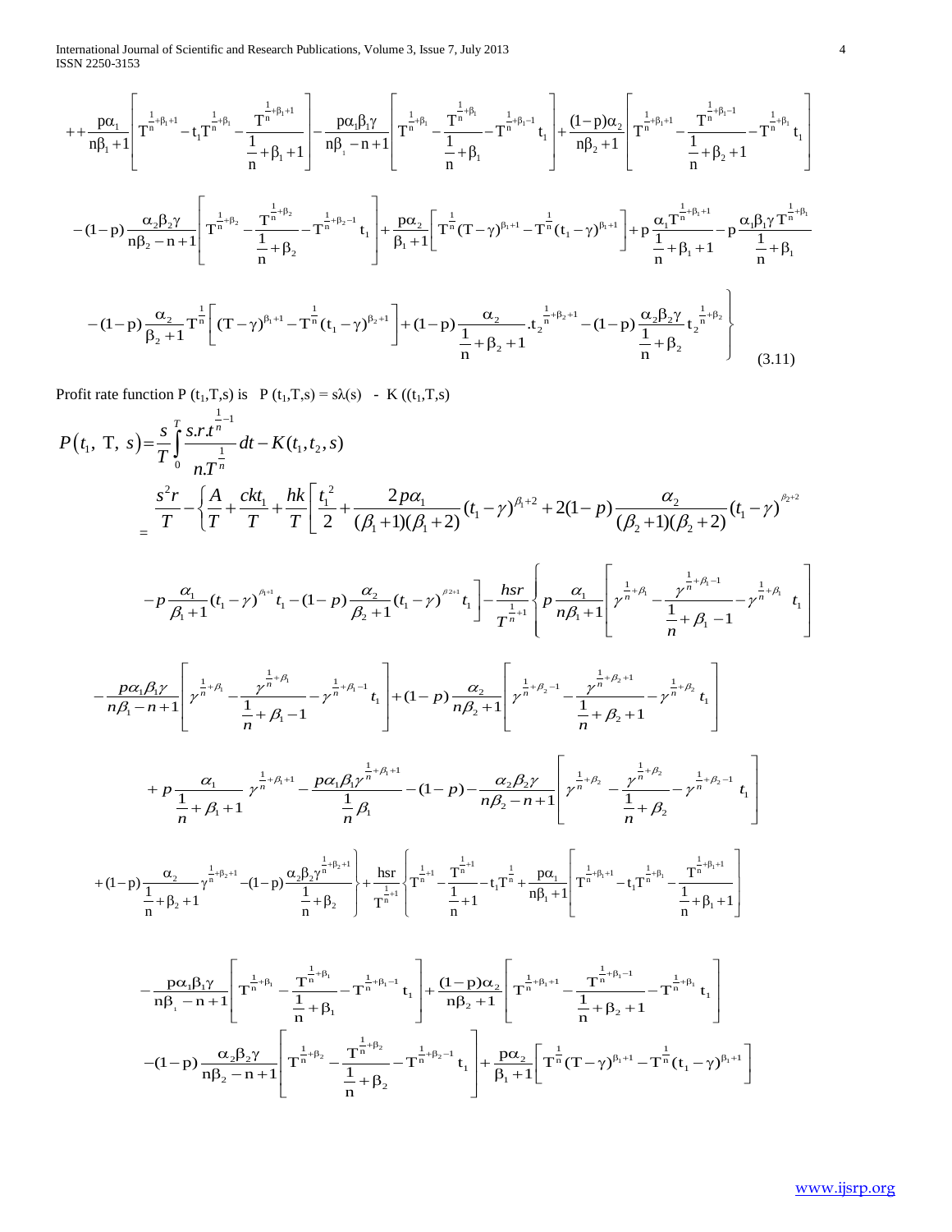$$
++\frac{p\alpha_1}{n\beta_1+1}\left[T^{\frac{1}{n}+\beta_1+1}-t_1T^{\frac{1}{n}+\beta_1}-\frac{T^{\frac{1}{n}+\beta_1+1}}{\frac{1}{n}+\beta_1+1}\right]-\frac{p\alpha_1\beta_1\gamma}{n\beta_1-n+1}\left[T^{\frac{1}{n}+\beta_1}-\frac{T^{\frac{1}{n}+\beta_1}}{\frac{1}{n}+\beta_1}-T^{\frac{1}{n}+\beta_1-1}t_1\right]+\frac{(1-p)\alpha_2}{n\beta_2+1}\left[T^{\frac{1}{n}+\beta_1+1}-\frac{T^{\frac{1}{n}+\beta_1-1}}{\frac{1}{n}+\beta_2+1}-T^{\frac{1}{n}+\beta_1}t_1\right]
$$

$$
-(1-p)\frac{\alpha_2\beta_2\gamma}{n\beta_2-n+1}\left[T^{\frac{1}{n}+\beta_2}-\frac{T^{\frac{1}{n}+\beta_2}}{\frac{1}{n}+\beta_2}-T^{\frac{1}{n}+\beta_2-1}t_1\right]+\frac{p\alpha_2}{\beta_1+1}\left[T^{\frac{1}{n}}(T-\gamma)^{\beta_1+1}-T^{\frac{1}{n}}(t_1-\gamma)^{\beta_1+1}\right]+p\frac{\alpha_1T^{\frac{1}{n}+\beta_1+1}}{\frac{1}{n}+\beta_1+1}-p\frac{\alpha_1\beta_1\gamma T^{\frac{1}{n}+\beta_1}}{\frac{1}{n}+\beta_1}
$$

$$
\left.-(1-p)\frac{\alpha_2}{\beta_2+1}T^{\frac{1}{n}}\left[(T-\gamma)^{\beta_1+1}-T^{\frac{1}{n}}(t_1-\gamma)^{\beta_2+1}\right]+(1-p)\frac{\alpha_2}{\frac{1}{n}+\beta_2+1}.t_2^{\frac{1}{n}+\beta_2+1}-(1-p)\frac{\alpha_2\beta_2\gamma}{\frac{1}{n}+\beta_2}t_2^{\frac{1}{n}+\beta_2}\right\} \tag{3.11}
$$

Profit rate function P $(t_1,T,s)$ is $P(t_1,T,s)=s\lambda(s) - K((t_1,T,s)$

$$
P(t_1,\ T,\ s)=\frac{s}{T}\int_0^T\frac{s.r.t^{\frac{1}{n}-1}}{n.T^{\frac{1}{n}}}dt-K(t_1,t_2,s)
$$

$$
=\frac{s^2r}{T}-\left\{\frac{A}{T}+\frac{ckt_1}{T}+\frac{hk}{T}\left[\frac{t_1^{\,2}}{2}+\frac{2p\alpha_1}{(\beta_1+1)(\beta_1+2)}(t_1-\gamma)^{\beta_1+2}+2(1-p)\frac{\alpha_2}{(\beta_2+1)(\beta_2+2)}(t_1-\gamma)^{\beta_2+2}\right.\right.
$$

$$
\left.-p\frac{\alpha_1}{\beta_1+1}(t_1-\gamma)^{\beta_1+1}t_1-(1-p)\frac{\alpha_2}{\beta_2+1}(t_1-\gamma)^{\beta_2+1}t_1\right]-\frac{hsr}{T^{\frac{1}{n}+1}}\left\{p\frac{\alpha_1}{n\beta_1+1}\left[\gamma^{\frac{1}{n}+\beta_1}-\frac{\gamma^{\frac{1}{n}+\beta_1-1}}{\frac{1}{n}+\beta_1-1}-\gamma^{\frac{1}{n}+\beta_1}t_1\right]\right.
$$

$$
-\frac{p\alpha_1\beta_1\gamma}{n\beta_1-n+1}\left[\gamma^{\frac{1}{n}+\beta_1}-\frac{\gamma^{\frac{1}{n}+\beta_1}}{\frac{1}{n}+\beta_1-1}-\gamma^{\frac{1}{n}+\beta_1-1}t_1\right]+(1-p)\frac{\alpha_2}{n\beta_2+1}\left[\gamma^{\frac{1}{n}+\beta_2-1}-\frac{\gamma^{\frac{1}{n}+\beta_2+1}}{\frac{1}{n}+\beta_2+1}-\gamma^{\frac{1}{n}+\beta_2}t_1\right]
$$

$$
+p\frac{\alpha_1}{\frac{1}{n}+\beta_1+1}\gamma^{\frac{1}{n}+\beta_1+1}-\frac{p\alpha_1\beta_1\gamma^{\frac{1}{n}+\beta_1+1}}{\frac{1}{n}\beta_1}-(1-p)-\frac{\alpha_2\beta_2\gamma}{n\beta_2-n+1}\left[\gamma^{\frac{1}{n}+\beta_2}-\frac{\gamma^{\frac{1}{n}+\beta_2}}{\frac{1}{n}+\beta_2}-\gamma^{\frac{1}{n}+\beta_2-1}t_1\right]
$$

$$
\left.+(1-p)\frac{\alpha_2}{\frac{1}{n}+\beta_2+1}\gamma^{\frac{1}{n}+\beta_2+1}-(1-p)\frac{\alpha_2\beta_2\gamma^{\frac{1}{n}+\beta_2+1}}{\frac{1}{n}+\beta_2}\right\}+\frac{hsr}{T^{\frac{1}{n}+1}}\left\{T^{\frac{1}{n}+1}-\frac{T^{\frac{1}{n}+1}}{\frac{1}{n}+1}-t_1T^{\frac{1}{n}}+\frac{p\alpha_1}{n\beta_1+1}\left[T^{\frac{1}{n}+\beta_1+1}-t_1T^{\frac{1}{n}+\beta_1}-\frac{T^{\frac{1}{n}+\beta_1+1}}{\frac{1}{n}+\beta_1+1}\right]\right.
$$

$$
-\frac{p\alpha_1\beta_1\gamma}{n\beta_1-n+1}\left[T^{\frac{1}{n}+\beta_1}-\frac{T^{\frac{1}{n}+\beta_1}}{\frac{1}{n}+\beta_1}-T^{\frac{1}{n}+\beta_1-1}t_1\right]+\frac{(1-p)\alpha_2}{n\beta_2+1}\left[T^{\frac{1}{n}+\beta_1+1}-\frac{T^{\frac{1}{n}+\beta_1-1}}{\frac{1}{n}+\beta_2+1}-T^{\frac{1}{n}+\beta_1}t_1\right]
$$

$$
-(1-p)\frac{\alpha_2\beta_2\gamma}{n\beta_2-n+1}\left[T^{\frac{1}{n}+\beta_2}-\frac{T^{\frac{1}{n}+\beta_2}}{\frac{1}{n}+\beta_2}-T^{\frac{1}{n}+\beta_2-1}t_1\right]+\frac{p\alpha_2}{\beta_1+1}\left[T^{\frac{1}{n}}(T-\gamma)^{\beta_1+1}-T^{\frac{1}{n}}(t_1-\gamma)^{\beta_1+1}\right]
$$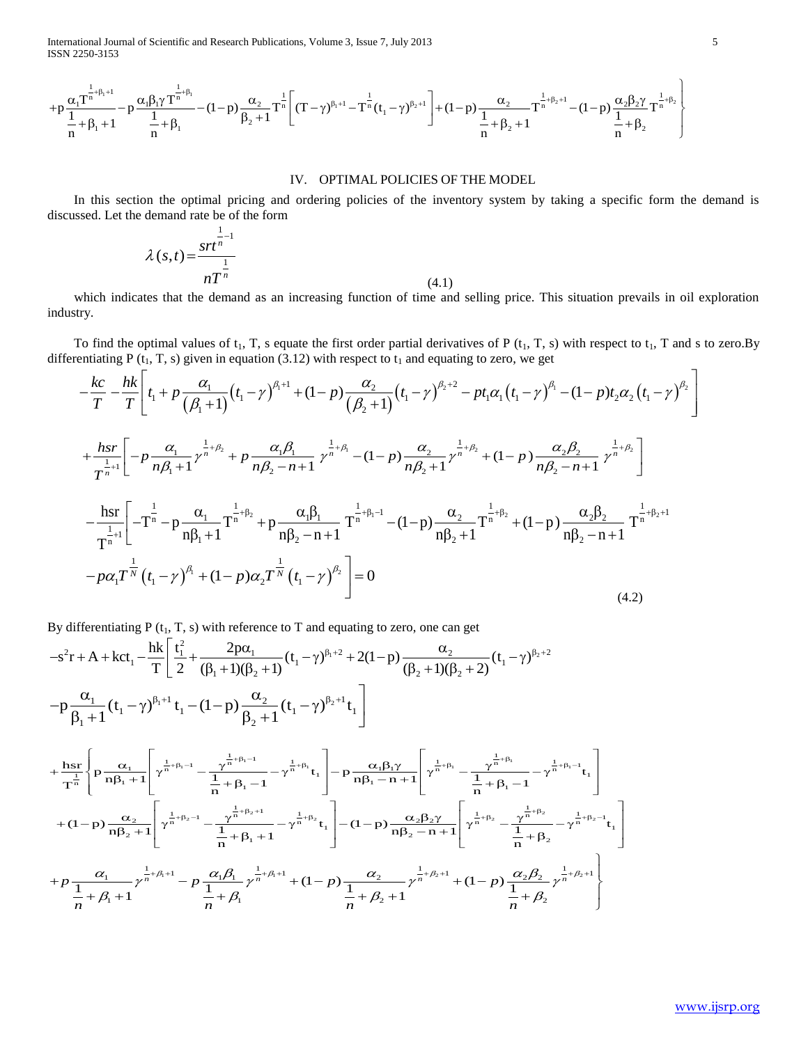$$+p\frac{\alpha_1 T^{\frac{1}{n}+\beta_1+1}}{\frac{1}{n}+\beta_1+1}-p\frac{\alpha_1\beta_1\gamma T^{\frac{1}{n}+\beta_1}}{\frac{1}{n}+\beta_1}-(1-p)\frac{\alpha_2}{\beta_2+1}T^{\frac{1}{n}}\left[(T-\gamma)^{\beta_1+1}-T^{\frac{1}{n}}(t_1-\gamma)^{\beta_2+1}\right]+(1-p)\frac{\alpha_2}{\frac{1}{n}+\beta_2+1}T^{\frac{1}{n}+\beta_2+1}-(1-p)\frac{\alpha_2\beta_2\gamma}{\frac{1}{n}+\beta_2}T^{\frac{1}{n}+\beta_2}\Bigg\}$$

## IV. OPTIMAL POLICIES OF THE MODEL

In this section the optimal pricing and ordering policies of the inventory system by taking a specific form the demand is discussed. Let the demand rate be of the form

$$\lambda(s,t)=\frac{srt^{\frac{1}{n}-1}}{nT^{\frac{1}{n}}} \tag{4.1}$$

which indicates that the demand as an increasing function of time and selling price. This situation prevails in oil exploration industry.

To find the optimal values of $t_1$, T, s equate the first order partial derivatives of P ($t_1$, T, s) with respect to $t_1$, T and s to zero.By differentiating P ($t_1$, T, s) given in equation (3.12) with respect to $t_1$ and equating to zero, we get

$$-\frac{kc}{T}-\frac{hk}{T}\left[t_1+p\frac{\alpha_1}{(\beta_1+1)}(t_1-\gamma)^{\beta_1+1}+(1-p)\frac{\alpha_2}{(\beta_2+1)}(t_1-\gamma)^{\beta_2+2}-pt_1\alpha_1(t_1-\gamma)^{\beta_1}-(1-p)t_2\alpha_2(t_1-\gamma)^{\beta_2}\right]$$

$$+\frac{hsr}{T^{\frac{1}{n}+1}}\left[-p\frac{\alpha_1}{n\beta_1+1}\gamma^{\frac{1}{n}+\beta_2}+p\frac{\alpha_1\beta_1}{n\beta_2-n+1}\gamma^{\frac{1}{n}+\beta_1}-(1-p)\frac{\alpha_2}{n\beta_2+1}\gamma^{\frac{1}{n}+\beta_2}+(1-p)\frac{\alpha_2\beta_2}{n\beta_2-n+1}\gamma^{\frac{1}{n}+\beta_2}\right]$$

$$-\frac{hsr}{T^{\frac{1}{n}+1}}\Bigg[-T^{\frac{1}{n}}-p\frac{\alpha_1}{n\beta_1+1}T^{\frac{1}{n}+\beta_2}+p\frac{\alpha_1\beta_1}{n\beta_2-n+1}T^{\frac{1}{n}+\beta_1-1}-(1-p)\frac{\alpha_2}{n\beta_2+1}T^{\frac{1}{n}+\beta_2}+(1-p)\frac{\alpha_2\beta_2}{n\beta_2-n+1}T^{\frac{1}{n}+\beta_2+1}$$
$$-p\alpha_1T^{\frac{1}{N}}(t_1-\gamma)^{\beta_1}+(1-p)\alpha_2T^{\frac{1}{N}}(t_1-\gamma)^{\beta_2}\Bigg]=0 \tag{4.2}$$

By differentiating P ($t_1$, T, s) with reference to T and equating to zero, one can get

$$-s^2r+A+kct_1-\frac{hk}{T}\left[\frac{t_1^2}{2}+\frac{2p\alpha_1}{(\beta_1+1)(\beta_2+1)}(t_1-\gamma)^{\beta_1+2}+2(1-p)\frac{\alpha_2}{(\beta_2+1)(\beta_2+2)}(t_1-\gamma)^{\beta_2+2}\right.$$
$$\left.-p\frac{\alpha_1}{\beta_1+1}(t_1-\gamma)^{\beta_1+1}t_1-(1-p)\frac{\alpha_2}{\beta_2+1}(t_1-\gamma)^{\beta_2+1}t_1\right]$$

$$+\frac{hsr}{T^{\frac{1}{n}}}\Bigg\{p\frac{\alpha_1}{n\beta_1+1}\left[\gamma^{\frac{1}{n}+\beta_1-1}-\frac{\gamma^{\frac{1}{n}+\beta_1-1}}{\frac{1}{n}+\beta_1-1}-\gamma^{\frac{1}{n}+\beta_1}t_1\right]-p\frac{\alpha_1\beta_1\gamma}{n\beta_1-n+1}\left[\gamma^{\frac{1}{n}+\beta_1}-\frac{\gamma^{\frac{1}{n}+\beta_1}}{\frac{1}{n}+\beta_1-1}-\gamma^{\frac{1}{n}+\beta_1-1}t_1\right]$$
$$+(1-p)\frac{\alpha_2}{n\beta_2+1}\left[\gamma^{\frac{1}{n}+\beta_2-1}-\frac{\gamma^{\frac{1}{n}+\beta_2+1}}{\frac{1}{n}+\beta_1+1}-\gamma^{\frac{1}{n}+\beta_2}t_1\right]-(1-p)\frac{\alpha_2\beta_2\gamma}{n\beta_2-n+1}\left[\gamma^{\frac{1}{n}+\beta_2}-\frac{\gamma^{\frac{1}{n}+\beta_2}}{\frac{1}{n}+\beta_2}-\gamma^{\frac{1}{n}+\beta_2-1}t_1\right]$$
$$+p\frac{\alpha_1}{\frac{1}{n}+\beta_1+1}\gamma^{\frac{1}{n}+\beta_1+1}-p\frac{\alpha_1\beta_1}{\frac{1}{n}+\beta_1}\gamma^{\frac{1}{n}+\beta_1+1}+(1-p)\frac{\alpha_2}{\frac{1}{n}+\beta_2+1}\gamma^{\frac{1}{n}+\beta_2+1}+(1-p)\frac{\alpha_2\beta_2}{\frac{1}{n}+\beta_2}\gamma^{\frac{1}{n}+\beta_2+1}\Bigg\}$$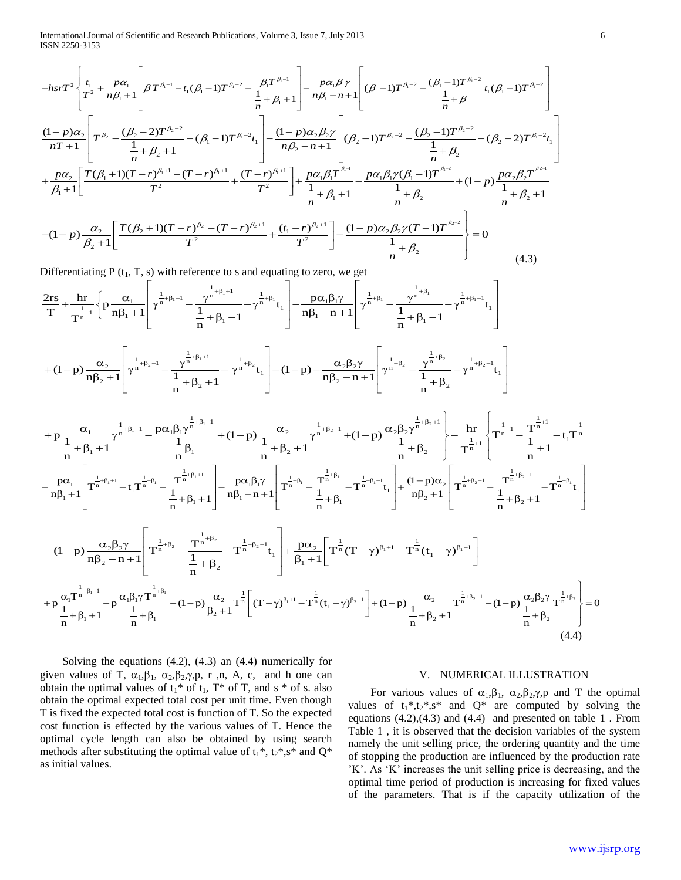$$
\begin{aligned}
&-hsrT^{2}\left\{\frac{t_1}{T^2}+\frac{p\alpha_1}{n\beta_1+1}\left[\beta_1T^{\beta_1-1}-t_1(\beta_1-1)T^{\beta_1-2}-\frac{\beta_1T^{\beta_1-1}}{\frac{1}{n}+\beta_1+1}\right]-\frac{p\alpha_1\beta_1\gamma}{n\beta_1-n+1}\left[(\beta_1-1)T^{\beta_1-2}-\frac{(\beta_1-1)T^{\beta_1-2}}{\frac{1}{n}+\beta_1}t_1(\beta_1-1)T^{\beta_1-2}\right]\right.\\
&\frac{(1-p)\alpha_2}{nT+1}\left[T^{\beta_2}-\frac{(\beta_2-2)T^{\beta_2-2}}{\frac{1}{n}+\beta_2+1}-(\beta_1-1)T^{\beta_1-2}t_1\right]-\frac{(1-p)\alpha_2\beta_2\gamma}{n\beta_2-n+1}\left[(\beta_2-1)T^{\beta_2-2}-\frac{(\beta_2-1)T^{\beta_2-2}}{\frac{1}{n}+\beta_2}-(\beta_2-2)T^{\beta_1-2}t_1\right]\\
&+\frac{p\alpha_2}{\beta_1+1}\left[\frac{T(\beta_1+1)(T-r)^{\beta_1+1}-(T-r)^{\beta_1+1}}{T^2}+\frac{(T-r)^{\beta_1+1}}{T^2}\right]+\frac{p\alpha_1\beta_1T^{\beta_1-1}}{\frac{1}{n}+\beta_1+1}-\frac{p\alpha_1\beta_1\gamma(\beta_1-1)T^{\beta_1-2}}{\frac{1}{n}+\beta_2}+(1-p)\frac{p\alpha_2\beta_2T^{\beta_2-1}}{\frac{1}{n}+\beta_2+1}\\
&\left.-(1-p)\frac{\alpha_2}{\beta_2+1}\left[\frac{T(\beta_2+1)(T-r)^{\beta_2}-(T-r)^{\beta_2+1}}{T^2}+\frac{(t_1-r)^{\beta_2+1}}{T^2}\right]-\frac{(1-p)\alpha_2\beta_2\gamma(T-1)T^{\beta_2-2}}{\frac{1}{n}+\beta_2}\right\}=0 \qquad (4.3)
\end{aligned}
$$

Differentiating P ($t_1$, T, s) with reference to s and equating to zero, we get

$$
\begin{aligned}
&\frac{2rs}{T}+\frac{hr}{T^{\frac{1}{n}+1}}\left\{p\frac{\alpha_1}{n\beta_1+1}\left[\gamma^{\frac{1}{n}+\beta_1-1}-\frac{\gamma^{\frac{1}{n}+\beta_1+1}}{\frac{1}{n}+\beta_1-1}-\gamma^{\frac{1}{n}+\beta_1}t_1\right]-\frac{p\alpha_1\beta_1\gamma}{n\beta_1-n+1}\left[\gamma^{\frac{1}{n}+\beta_1}-\frac{\gamma^{\frac{1}{n}+\beta_1}}{\frac{1}{n}+\beta_1-1}-\gamma^{\frac{1}{n}+\beta_1-1}t_1\right]\right.\\
&+(1-p)\frac{\alpha_2}{n\beta_2+1}\left[\gamma^{\frac{1}{n}+\beta_2-1}-\frac{\gamma^{\frac{1}{n}+\beta_1+1}}{\frac{1}{n}+\beta_2+1}-\gamma^{\frac{1}{n}+\beta_2}t_1\right]-(1-p)-\frac{\alpha_2\beta_2\gamma}{n\beta_2-n+1}\left[\gamma^{\frac{1}{n}+\beta_2}-\frac{\gamma^{\frac{1}{n}+\beta_2}}{\frac{1}{n}+\beta_2}-\gamma^{\frac{1}{n}+\beta_2-1}t_1\right]\\
&\left.+p\frac{\alpha_1}{\frac{1}{n}+\beta_1+1}\gamma^{\frac{1}{n}+\beta_1+1}-\frac{p\alpha_1\beta_1\gamma^{\frac{1}{n}+\beta_1+1}}{\frac{1}{n}\beta_1}+(1-p)\frac{\alpha_2}{\frac{1}{n}+\beta_2+1}\gamma^{\frac{1}{n}+\beta_2+1}+(1-p)\frac{\alpha_2\beta_2\gamma^{\frac{1}{n}+\beta_2+1}}{\frac{1}{n}+\beta_2}\right\}-\frac{hr}{T^{\frac{1}{n}+1}}\left\{T^{\frac{1}{n}+1}-\frac{T^{\frac{1}{n}+1}}{\frac{1}{n}+1}-t_1T^{\frac{1}{n}}\right.\\
&+\frac{p\alpha_1}{n\beta_1+1}\left[T^{\frac{1}{n}+\beta_1+1}-t_1T^{\frac{1}{n}+\beta_1}-\frac{T^{\frac{1}{n}+\beta_1+1}}{\frac{1}{n}+\beta_1+1}\right]-\frac{p\alpha_1\beta_1\gamma}{n\beta_1-n+1}\left[T^{\frac{1}{n}+\beta_1}-\frac{T^{\frac{1}{n}+\beta_1}}{\frac{1}{n}+\beta_1}-T^{\frac{1}{n}+\beta_1-1}t_1\right]+\frac{(1-p)\alpha_2}{n\beta_2+1}\left[T^{\frac{1}{n}+\beta_2+1}-\frac{T^{\frac{1}{n}+\beta_2-1}}{\frac{1}{n}+\beta_2+1}-T^{\frac{1}{n}+\beta_1}t_1\right]\\
&-(1-p)\frac{\alpha_2\beta_2\gamma}{n\beta_2-n+1}\left[T^{\frac{1}{n}+\beta_2}-\frac{T^{\frac{1}{n}+\beta_2}}{\frac{1}{n}+\beta_2}-T^{\frac{1}{n}+\beta_2-1}t_1\right]+\frac{p\alpha_2}{\beta_1+1}\left[T^{\frac{1}{n}}(T-\gamma)^{\beta_1+1}-T^{\frac{1}{n}}(t_1-\gamma)^{\beta_1+1}\right]\\
&\left.+p\frac{\alpha_1T^{\frac{1}{n}+\beta_1+1}}{\frac{1}{n}+\beta_1+1}-p\frac{\alpha_1\beta_1\gamma T^{\frac{1}{n}+\beta_1}}{\frac{1}{n}+\beta_1}-(1-p)\frac{\alpha_2}{\beta_2+1}T^{\frac{1}{n}}\left[(T-\gamma)^{\beta_1+1}-T^{\frac{1}{n}}(t_1-\gamma)^{\beta_2+1}\right]+(1-p)\frac{\alpha_2}{\frac{1}{n}+\beta_2+1}T^{\frac{1}{n}+\beta_2+1}-(1-p)\frac{\alpha_2\beta_2\gamma}{\frac{1}{n}+\beta_2}T^{\frac{1}{n}+\beta_2}\right\}=0 \qquad (4.4)
\end{aligned}
$$

Solving the equations (4.2), (4.3) an (4.4) numerically for given values of T, $\alpha_1$,$\beta_1$, $\alpha_2$,$\beta_2$,$\gamma$,p, r ,n, A, c, and h one can obtain the optimal values of $t_1$* of $t_1$, T* of T, and s * of s. also obtain the optimal expected total cost per unit time. Even though T is fixed the expected total cost is function of T. So the expected cost function is effected by the various values of T. Hence the optimal cycle length can also be obtained by using search methods after substituting the optimal value of $t_1$*, $t_2$*,s* and Q* as initial values.

## V. NUMERICAL ILLUSTRATION

For various values of $\alpha_1$,$\beta_1$, $\alpha_2$,$\beta_2$,$\gamma$,p and T the optimal values of $t_1$*,$t_2$*,s* and Q* are computed by solving the equations (4.2),(4.3) and (4.4) and presented on table 1 . From Table 1 , it is observed that the decision variables of the system namely the unit selling price, the ordering quantity and the time of stopping the production are influenced by the production rate 'K'. As 'K' increases the unit selling price is decreasing, and the optimal time period of production is increasing for fixed values of the parameters. That is if the capacity utilization of the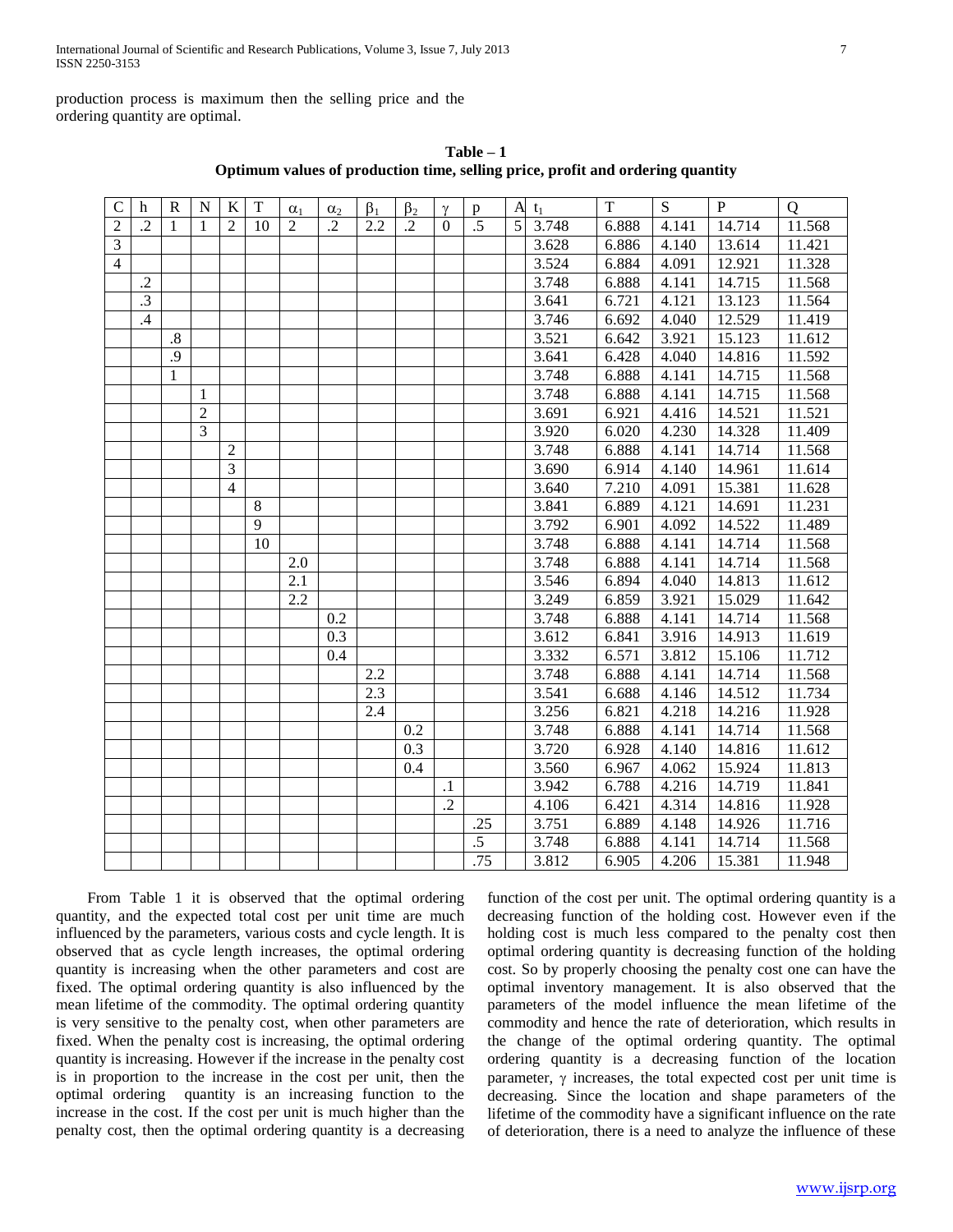production process is maximum then the selling price and the ordering quantity are optimal.

**Table – 1**
**Optimum values of production time, selling price, profit and ordering quantity**

| C | h | R | N | K | T | $\alpha_1$ | $\alpha_2$ | $\beta_1$ | $\beta_2$ | $\gamma$ | p | A | $t_1$ | T | S | P | Q |
|---|---|---|---|---|---|---|---|---|---|---|---|---|---|---|---|---|---|
| 2 | .2 | 1 | 1 | 2 | 10 | 2 | .2 | 2.2 | .2 | 0 | .5 | 5 | 3.748 | 6.888 | 4.141 | 14.714 | 11.568 |
| 3 | | | | | | | | | | | | | 3.628 | 6.886 | 4.140 | 13.614 | 11.421 |
| 4 | | | | | | | | | | | | | 3.524 | 6.884 | 4.091 | 12.921 | 11.328 |
| | .2 | | | | | | | | | | | | 3.748 | 6.888 | 4.141 | 14.715 | 11.568 |
| | .3 | | | | | | | | | | | | 3.641 | 6.721 | 4.121 | 13.123 | 11.564 |
| | .4 | | | | | | | | | | | | 3.746 | 6.692 | 4.040 | 12.529 | 11.419 |
| | | .8 | | | | | | | | | | | 3.521 | 6.642 | 3.921 | 15.123 | 11.612 |
| | | .9 | | | | | | | | | | | 3.641 | 6.428 | 4.040 | 14.816 | 11.592 |
| | | 1 | | | | | | | | | | | 3.748 | 6.888 | 4.141 | 14.715 | 11.568 |
| | | | 1 | | | | | | | | | | 3.748 | 6.888 | 4.141 | 14.715 | 11.568 |
| | | | 2 | | | | | | | | | | 3.691 | 6.921 | 4.416 | 14.521 | 11.521 |
| | | | 3 | | | | | | | | | | 3.920 | 6.020 | 4.230 | 14.328 | 11.409 |
| | | | | 2 | | | | | | | | | 3.748 | 6.888 | 4.141 | 14.714 | 11.568 |
| | | | | 3 | | | | | | | | | 3.690 | 6.914 | 4.140 | 14.961 | 11.614 |
| | | | | 4 | | | | | | | | | 3.640 | 7.210 | 4.091 | 15.381 | 11.628 |
| | | | | | 8 | | | | | | | | 3.841 | 6.889 | 4.121 | 14.691 | 11.231 |
| | | | | | 9 | | | | | | | | 3.792 | 6.901 | 4.092 | 14.522 | 11.489 |
| | | | | | 10 | | | | | | | | 3.748 | 6.888 | 4.141 | 14.714 | 11.568 |
| | | | | | | 2.0 | | | | | | | 3.748 | 6.888 | 4.141 | 14.714 | 11.568 |
| | | | | | | 2.1 | | | | | | | 3.546 | 6.894 | 4.040 | 14.813 | 11.612 |
| | | | | | | 2.2 | | | | | | | 3.249 | 6.859 | 3.921 | 15.029 | 11.642 |
| | | | | | | | 0.2 | | | | | | 3.748 | 6.888 | 4.141 | 14.714 | 11.568 |
| | | | | | | | 0.3 | | | | | | 3.612 | 6.841 | 3.916 | 14.913 | 11.619 |
| | | | | | | | 0.4 | | | | | | 3.332 | 6.571 | 3.812 | 15.106 | 11.712 |
| | | | | | | | | 2.2 | | | | | 3.748 | 6.888 | 4.141 | 14.714 | 11.568 |
| | | | | | | | | 2.3 | | | | | 3.541 | 6.688 | 4.146 | 14.512 | 11.734 |
| | | | | | | | | 2.4 | | | | | 3.256 | 6.821 | 4.218 | 14.216 | 11.928 |
| | | | | | | | | | 0.2 | | | | 3.748 | 6.888 | 4.141 | 14.714 | 11.568 |
| | | | | | | | | | 0.3 | | | | 3.720 | 6.928 | 4.140 | 14.816 | 11.612 |
| | | | | | | | | | 0.4 | | | | 3.560 | 6.967 | 4.062 | 15.924 | 11.813 |
| | | | | | | | | | | .1 | | | 3.942 | 6.788 | 4.216 | 14.719 | 11.841 |
| | | | | | | | | | | .2 | | | 4.106 | 6.421 | 4.314 | 14.816 | 11.928 |
| | | | | | | | | | | | .25 | | 3.751 | 6.889 | 4.148 | 14.926 | 11.716 |
| | | | | | | | | | | | .5 | | 3.748 | 6.888 | 4.141 | 14.714 | 11.568 |
| | | | | | | | | | | | .75 | | 3.812 | 6.905 | 4.206 | 15.381 | 11.948 |

From Table 1 it is observed that the optimal ordering quantity, and the expected total cost per unit time are much influenced by the parameters, various costs and cycle length. It is observed that as cycle length increases, the optimal ordering quantity is increasing when the other parameters and cost are fixed. The optimal ordering quantity is also influenced by the mean lifetime of the commodity. The optimal ordering quantity is very sensitive to the penalty cost, when other parameters are fixed. When the penalty cost is increasing, the optimal ordering quantity is increasing. However if the increase in the penalty cost is in proportion to the increase in the cost per unit, then the optimal ordering quantity is an increasing function to the increase in the cost. If the cost per unit is much higher than the penalty cost, then the optimal ordering quantity is a decreasing function of the cost per unit. The optimal ordering quantity is a decreasing function of the holding cost. However even if the holding cost is much less compared to the penalty cost then optimal ordering quantity is decreasing function of the holding cost. So by properly choosing the penalty cost one can have the optimal inventory management. It is also observed that the parameters of the model influence the mean lifetime of the commodity and hence the rate of deterioration, which results in the change of the optimal ordering quantity. The optimal ordering quantity is a decreasing function of the location parameter, $\gamma$ increases, the total expected cost per unit time is decreasing. Since the location and shape parameters of the lifetime of the commodity have a significant influence on the rate of deterioration, there is a need to analyze the influence of these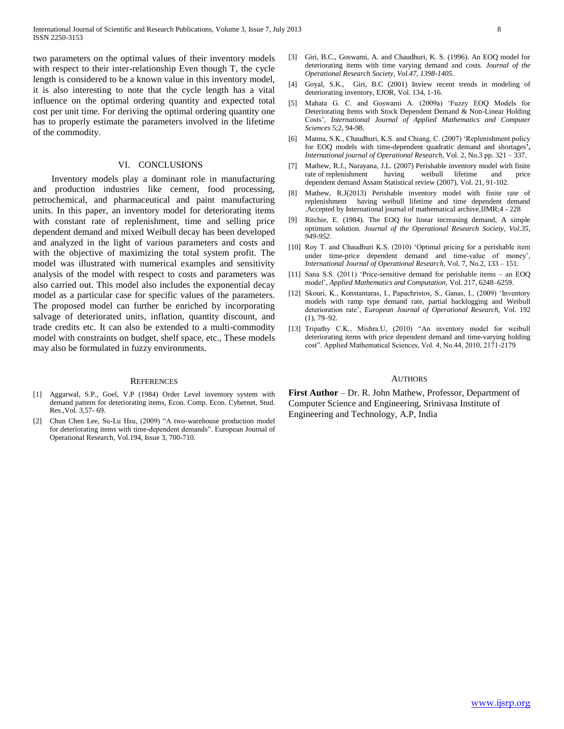two parameters on the optimal values of their inventory models with respect to their inter-relationship Even though T, the cycle length is considered to be a known value in this inventory model, it is also interesting to note that the cycle length has a vital influence on the optimal ordering quantity and expected total cost per unit time. For deriving the optimal ordering quantity one has to properly estimate the parameters involved in the lifetime of the commodity.

## VI. CONCLUSIONS

Inventory models play a dominant role in manufacturing and production industries like cement, food processing, petrochemical, and pharmaceutical and paint manufacturing units. In this paper, an inventory model for deteriorating items with constant rate of replenishment, time and selling price dependent demand and mixed Weibull decay has been developed and analyzed in the light of various parameters and costs and with the objective of maximizing the total system profit. The model was illustrated with numerical examples and sensitivity analysis of the model with respect to costs and parameters was also carried out. This model also includes the exponential decay model as a particular case for specific values of the parameters. The proposed model can further be enriched by incorporating salvage of deteriorated units, inflation, quantity discount, and trade credits etc. It can also be extended to a multi-commodity model with constraints on budget, shelf space, etc., These models may also be formulated in fuzzy environments.

## REFERENCES

[1] Aggarwal, S.P., Goel, V.P (1984) Order Level inventory system with demand pattern for deteriorating items, Econ. Comp. Econ. Cybernet, Stud. Res.,Vol. 3,57- 69.

[2] Chun Chen Lee, Su-Lu Hsu, (2009) "A two-warehouse production model for deteriorating items with time-dependent demands". European Journal of Operational Research, Vol.194, Issue 3, 700-710.

[3] Giri, B.C., Goswami, A. and Chaudhuri, K. S. (1996). An EOQ model for deteriorating items with time varying demand and costs. *Journal of the Operational Research Society, Vol.47, 1398-1405.*

[4] Goyal, S.K., Giri, B.C (2001) Inview recent trends in modeling of deteriorating inventory, EJOR, Vol. 134, 1-16.

[5] Mahata G. C. and Goswami A. (2009a) 'Fuzzy EOQ Models for Deteriorating Items with Stock Dependent Demand & Non-Linear Holding Costs', *International Journal of Applied Mathematics and Computer Sciences* 5;2, 94-98.

[6] Manna, S.K., Chaudhuri, K.S. and Chiang, C. (2007) 'Replenishment policy for EOQ models with time-dependent quadratic demand and shortages**',** *International journal of Operational Research,* Vol. 2, No.3 pp. 321 – 337.

[7] Mathew, R.J., Narayana, J.L. (2007) Perishable inventory model with finite rate of replenishment having weibull lifetime and price dependent demand Assam Statistical review (2007), Vol. 21, 91-102.

[8] Mathew, R.J(2013) Perishable inventory model with finite rate of replenishment having weibull lifetime and time dependent demand .Accepted by International journal of mathematical archive,IJMR;4 - 228

[9] Ritchie, E. (1984). The EOQ for linear increasing demand, A simple optimum solution. *Journal of the Operational Research Society, Vol.35, 949-952*.

[10] Roy T. and Chaudhuri K.S. (2010) 'Optimal pricing for a perishable item under time-price dependent demand and time-value of money', *International Journal of Operational Research,* Vol. 7, No.2, 133 – 151.

[11] Sana S.S. (2011) 'Price-sensitive demand for perishable items – an EOQ model', *Applied Mathematics and Computation,* Vol. 217, 6248–6259.

[12] Skouri, K., Konstantaras, I., Papachristos, S., Ganas, I., (2009) 'Inventory models with ramp type demand rate, partial backlogging and Weibull deterioration rate', *European Journal of Operational Research,* Vol. 192 (1), 79–92.

[13] Tripathy C.K., Mishra.U, (2010) "An inventory model for weibull deteriorating items with price dependent demand and time-varying holding cost". Applied Mathematical Sciences, Vol. 4, No.44, 2010, 2171-2179

## AUTHORS

**First Author** – Dr. R. John Mathew, Professor, Department of Computer Science and Engineering, Srinivasa Institute of Engineering and Technology, A.P, India